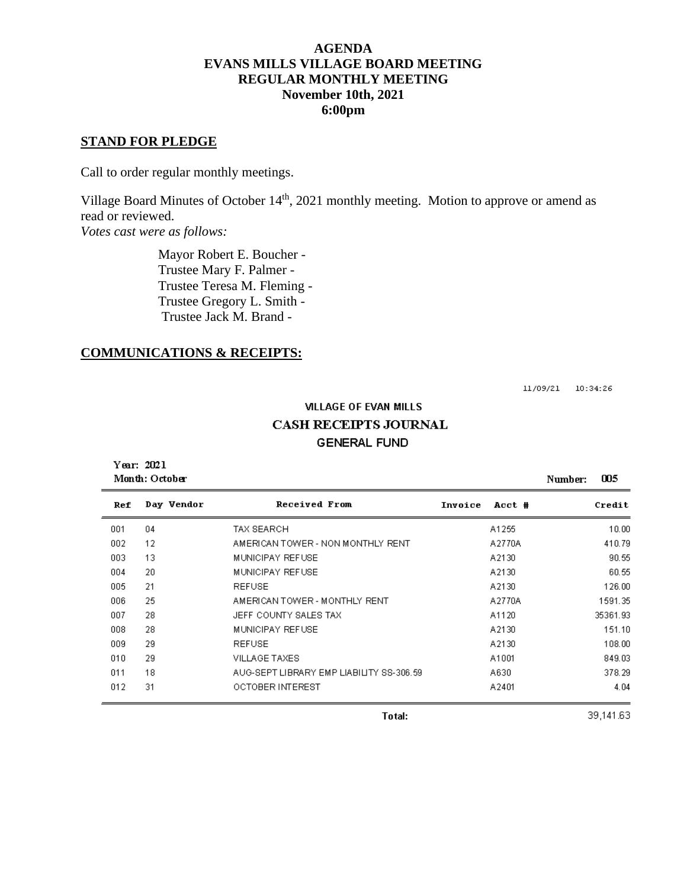**AGENDA**
**EVANS MILLS VILLAGE BOARD MEETING**
**REGULAR MONTHLY MEETING**
**November 10th, 2021**
**6:00pm**

## STAND FOR PLEDGE

Call to order regular monthly meetings.

Village Board Minutes of October 14th, 2021 monthly meeting. Motion to approve or amend as read or reviewed.
*Votes cast were as follows:*

Mayor Robert E. Boucher -
Trustee Mary F. Palmer -
Trustee Teresa M. Fleming -
Trustee Gregory L. Smith -
Trustee Jack M. Brand -

## COMMUNICATIONS & RECEIPTS:

11/09/21 10:34:26

**VILLAGE OF EVAN MILLS**
**CASH RECEIPTS JOURNAL**
**GENERAL FUND**

Year: 2021
Month: October
Number: 005

| Ref | Day Vendor | Received From | Invoice | Acct # | Credit |
|---|---|---|---|---|---|
| 001 | 04 | TAX SEARCH | | A1255 | 10.00 |
| 002 | 12 | AMERICAN TOWER - NON MONTHLY RENT | | A2770A | 410.79 |
| 003 | 13 | MUNICIPAY REFUSE | | A2130 | 90.55 |
| 004 | 20 | MUNICIPAY REFUSE | | A2130 | 60.55 |
| 005 | 21 | REFUSE | | A2130 | 126.00 |
| 006 | 25 | AMERICAN TOWER - MONTHLY RENT | | A2770A | 1591.35 |
| 007 | 28 | JEFF COUNTY SALES TAX | | A1120 | 35361.93 |
| 008 | 28 | MUNICIPAY REFUSE | | A2130 | 151.10 |
| 009 | 29 | REFUSE | | A2130 | 108.00 |
| 010 | 29 | VILLAGE TAXES | | A1001 | 849.03 |
| 011 | 18 | AUG-SEPT LIBRARY EMP LIABILITY SS-306.59 | | A630 | 378.29 |
| 012 | 31 | OCTOBER INTEREST | | A2401 | 4.04 |
| | | **Total:** | | | 39,141.63 |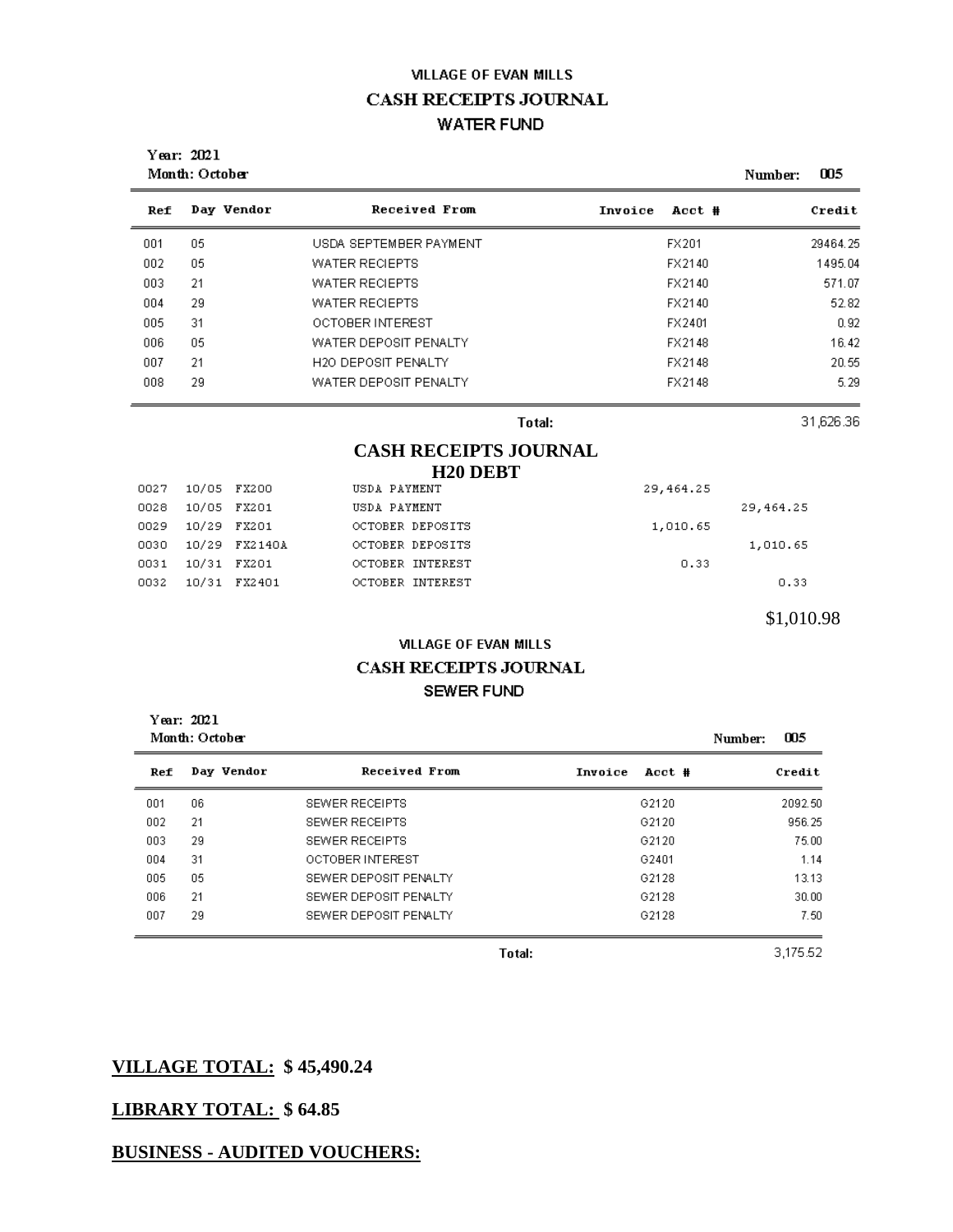**VILLAGE OF EVAN MILLS**

**CASH RECEIPTS JOURNAL**

**WATER FUND**

Year: 2021

Month: October

Number: 005

| Ref | Day | Vendor | Received From | Invoice | Acct # | Credit |
|---|---|---|---|---|---|---|
| 001 | 05 | | USDA SEPTEMBER PAYMENT | | FX201 | 29464.25 |
| 002 | 05 | | WATER RECIEPTS | | FX2140 | 1495.04 |
| 003 | 21 | | WATER RECIEPTS | | FX2140 | 571.07 |
| 004 | 29 | | WATER RECIEPTS | | FX2140 | 52.82 |
| 005 | 31 | | OCTOBER INTEREST | | FX2401 | 0.92 |
| 006 | 05 | | WATER DEPOSIT PENALTY | | FX2148 | 16.42 |
| 007 | 21 | | H2O DEPOSIT PENALTY | | FX2148 | 20.55 |
| 008 | 29 | | WATER DEPOSIT PENALTY | | FX2148 | 5.29 |
| | | | Total: | | | 31,626.36 |

**CASH RECEIPTS JOURNAL**

**H20 DEBT**

| | | | | | |
|---|---|---|---|---|---|
| 0027 | 10/05 | FX200 | USDA PAYMENT | 29,464.25 | |
| 0028 | 10/05 | FX201 | USDA PAYMENT | | 29,464.25 |
| 0029 | 10/29 | FX201 | OCTOBER DEPOSITS | 1,010.65 | |
| 0030 | 10/29 | FX2140A | OCTOBER DEPOSITS | | 1,010.65 |
| 0031 | 10/31 | FX201 | OCTOBER INTEREST | 0.33 | |
| 0032 | 10/31 | FX2401 | OCTOBER INTEREST | | 0.33 |

$1,010.98

**VILLAGE OF EVAN MILLS**

**CASH RECEIPTS JOURNAL**

**SEWER FUND**

Year: 2021

Month: October

Number: 005

| Ref | Day | Vendor | Received From | Invoice | Acct # | Credit |
|---|---|---|---|---|---|---|
| 001 | 06 | | SEWER RECEIPTS | | G2120 | 2092.50 |
| 002 | 21 | | SEWER RECEIPTS | | G2120 | 956.25 |
| 003 | 29 | | SEWER RECEIPTS | | G2120 | 75.00 |
| 004 | 31 | | OCTOBER INTEREST | | G2401 | 1.14 |
| 005 | 05 | | SEWER DEPOSIT PENALTY | | G2128 | 13.13 |
| 006 | 21 | | SEWER DEPOSIT PENALTY | | G2128 | 30.00 |
| 007 | 29 | | SEWER DEPOSIT PENALTY | | G2128 | 7.50 |
| | | | Total: | | | 3,175.52 |

**VILLAGE TOTAL: $ 45,490.24**

**LIBRARY TOTAL: $ 64.85**

**BUSINESS - AUDITED VOUCHERS:**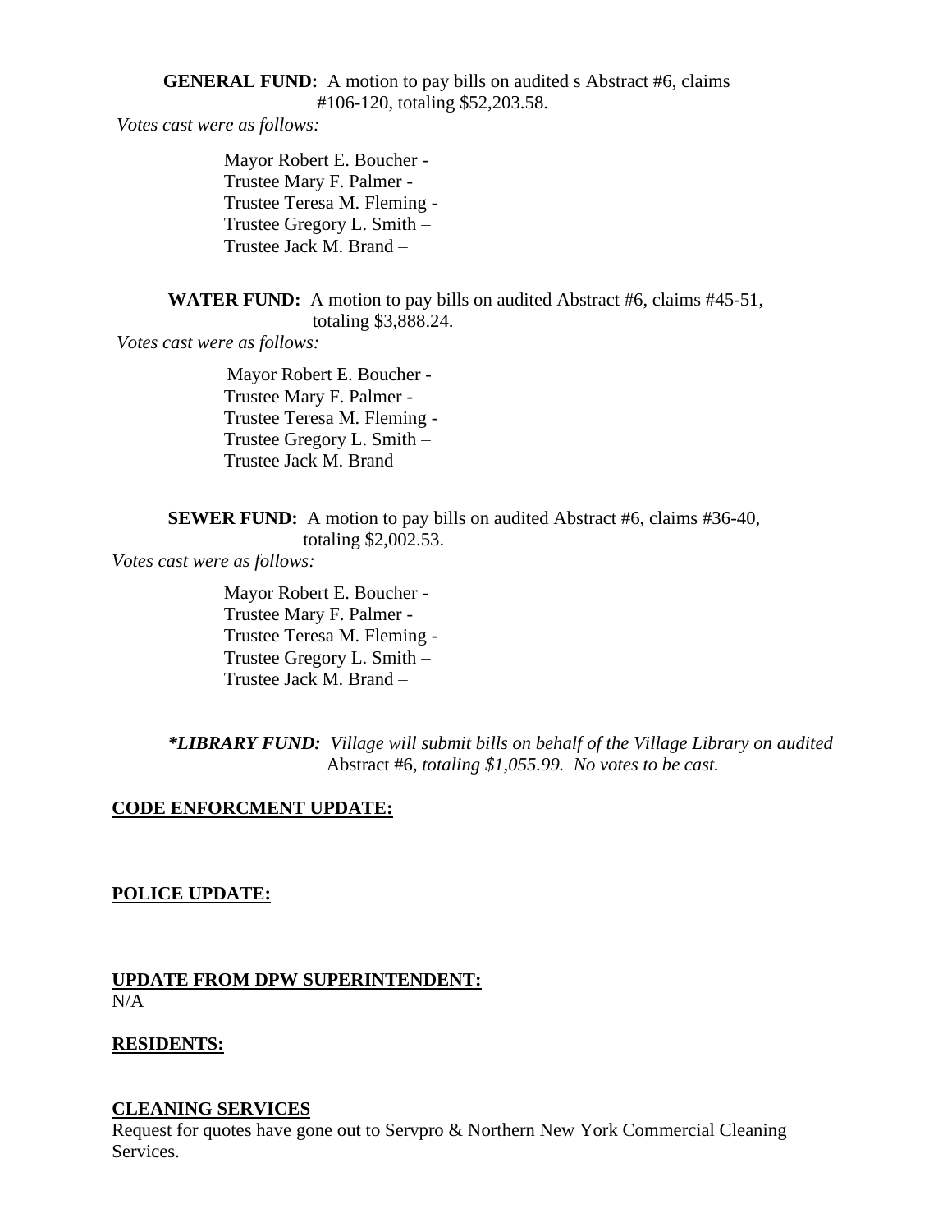**GENERAL FUND:** A motion to pay bills on audited s Abstract #6, claims #106-120, totaling $52,203.58.

*Votes cast were as follows:*

Mayor Robert E. Boucher -
Trustee Mary F. Palmer -
Trustee Teresa M. Fleming -
Trustee Gregory L. Smith –
Trustee Jack M. Brand –

**WATER FUND:** A motion to pay bills on audited Abstract #6, claims #45-51, totaling $3,888.24.

*Votes cast were as follows:*

Mayor Robert E. Boucher -
Trustee Mary F. Palmer -
Trustee Teresa M. Fleming -
Trustee Gregory L. Smith –
Trustee Jack M. Brand –

**SEWER FUND:** A motion to pay bills on audited Abstract #6, claims #36-40, totaling $2,002.53.

*Votes cast were as follows:*

Mayor Robert E. Boucher -
Trustee Mary F. Palmer -
Trustee Teresa M. Fleming -
Trustee Gregory L. Smith –
Trustee Jack M. Brand –

***LIBRARY FUND:*** *Village will submit bills on behalf of the Village Library on audited* Abstract #6, *totaling $1,055.99. No votes to be cast.*

**CODE ENFORCMENT UPDATE:**

**POLICE UPDATE:**

**UPDATE FROM DPW SUPERINTENDENT:**
N/A

**RESIDENTS:**

**CLEANING SERVICES**
Request for quotes have gone out to Servpro & Northern New York Commercial Cleaning Services.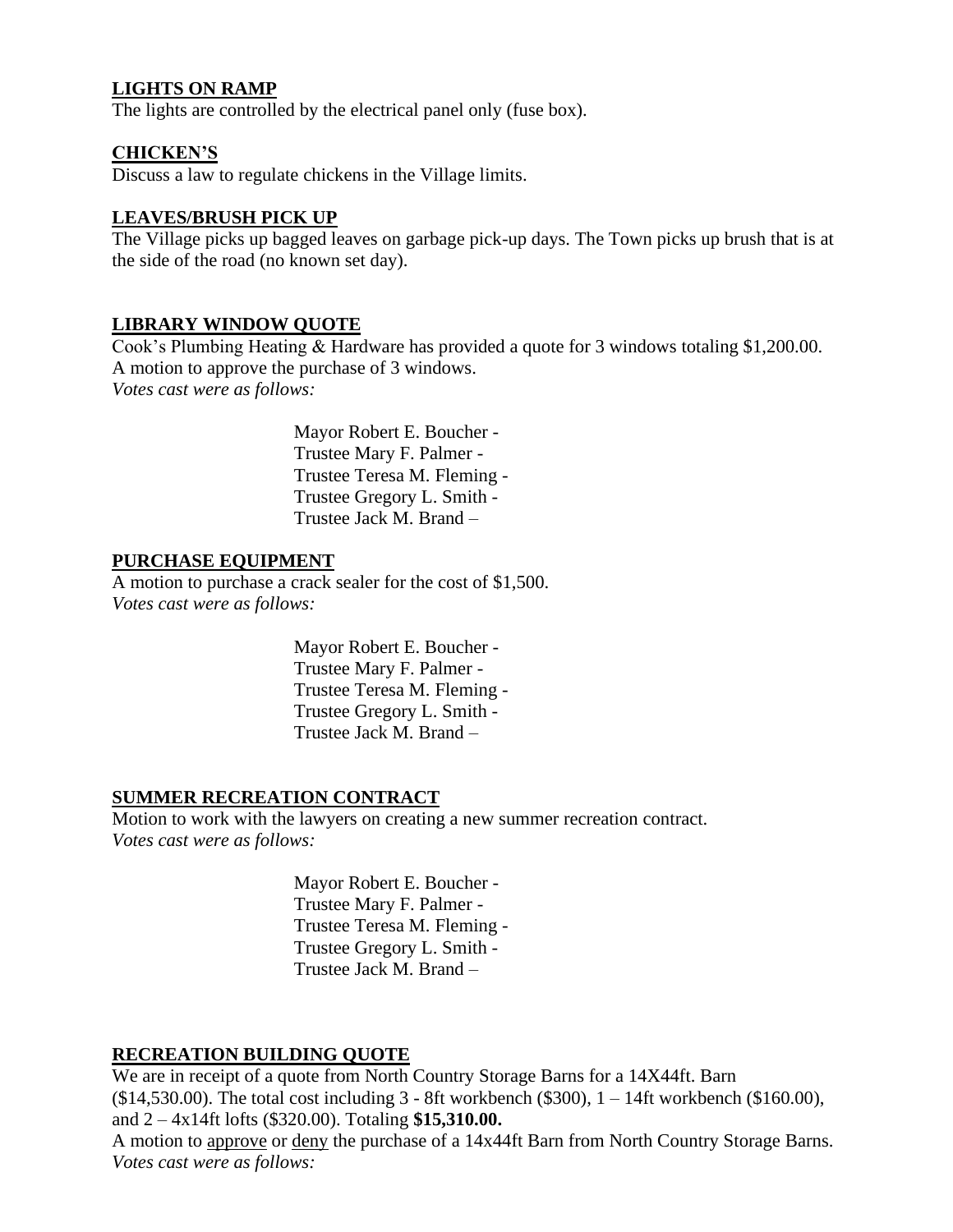**LIGHTS ON RAMP**

The lights are controlled by the electrical panel only (fuse box).

**CHICKEN'S**

Discuss a law to regulate chickens in the Village limits.

**LEAVES/BRUSH PICK UP**

The Village picks up bagged leaves on garbage pick-up days. The Town picks up brush that is at the side of the road (no known set day).

**LIBRARY WINDOW QUOTE**

Cook's Plumbing Heating & Hardware has provided a quote for 3 windows totaling $1,200.00.
A motion to approve the purchase of 3 windows.
*Votes cast were as follows:*

Mayor Robert E. Boucher -
Trustee Mary F. Palmer -
Trustee Teresa M. Fleming -
Trustee Gregory L. Smith -
Trustee Jack M. Brand –

**PURCHASE EQUIPMENT**

A motion to purchase a crack sealer for the cost of $1,500.
*Votes cast were as follows:*

Mayor Robert E. Boucher -
Trustee Mary F. Palmer -
Trustee Teresa M. Fleming -
Trustee Gregory L. Smith -
Trustee Jack M. Brand –

**SUMMER RECREATION CONTRACT**

Motion to work with the lawyers on creating a new summer recreation contract.
*Votes cast were as follows:*

Mayor Robert E. Boucher -
Trustee Mary F. Palmer -
Trustee Teresa M. Fleming -
Trustee Gregory L. Smith -
Trustee Jack M. Brand –

**RECREATION BUILDING QUOTE**

We are in receipt of a quote from North Country Storage Barns for a 14X44ft. Barn ($14,530.00). The total cost including 3 - 8ft workbench ($300), 1 – 14ft workbench ($160.00), and 2 – 4x14ft lofts ($320.00). Totaling **$15,310.00.**
A motion to approve or deny the purchase of a 14x44ft Barn from North Country Storage Barns.
*Votes cast were as follows:*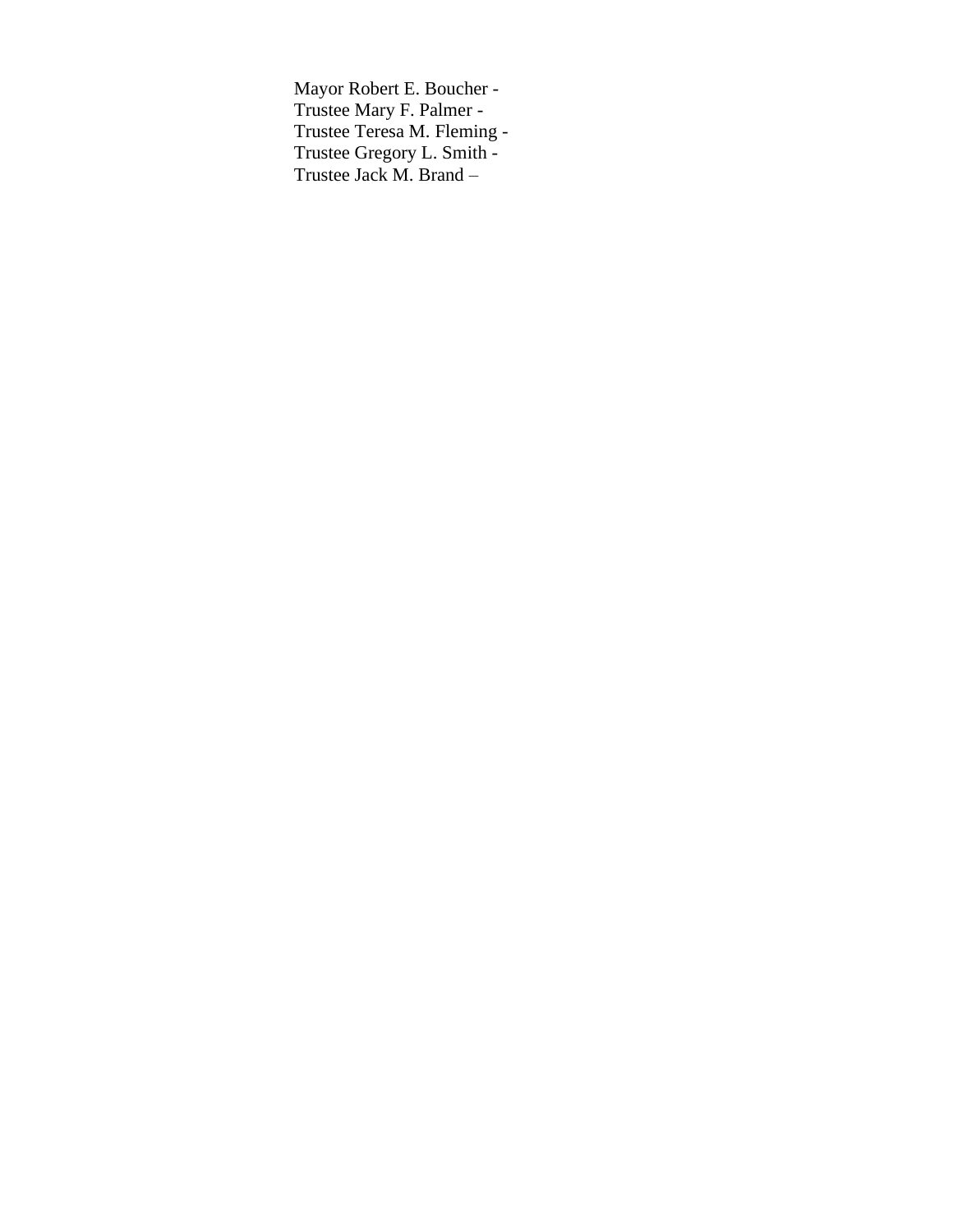Mayor Robert E. Boucher -
Trustee Mary F. Palmer -
Trustee Teresa M. Fleming -
Trustee Gregory L. Smith -
Trustee Jack M. Brand –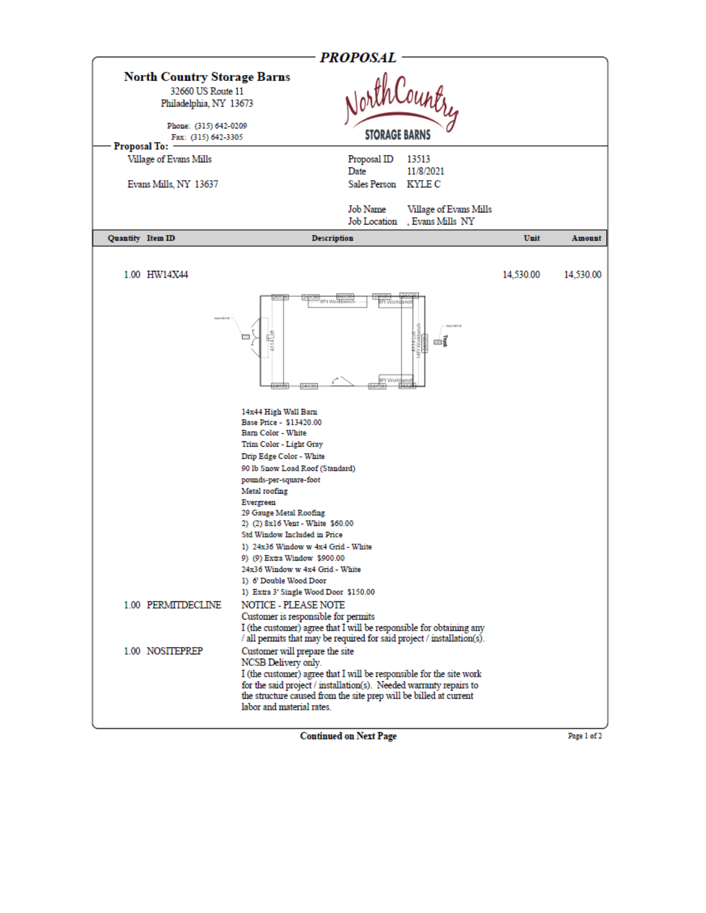# PROPOSAL

**North Country Storage Barns**
32660 US Route 11
Philadelphia, NY 13673

Phone: (315) 642-0209
Fax: (315) 642-3305

NorthCountry STORAGE BARNS

**Proposal To:**
Village of Evans Mills

Evans Mills, NY 13637

Proposal ID 13513
Date 11/8/2021
Sales Person KYLE C

Job Name Village of Evans Mills
Job Location , Evans Mills NY

| Quantity | Item ID | Description | Unit | Amount |
|---|---|---|---|---|
| 1.00 | HW14X44 | | 14,530.00 | 14,530.00 |
| | | 14x44 High Wall Barn<br>Base Price - $13420.00<br>Barn Color - White<br>Trim Color - Light Gray<br>Drip Edge Color - White<br>90 lb Snow Load Roof (Standard)<br>pounds-per-square-foot<br>Metal roofing<br>Evergreen<br>29 Gauge Metal Roofing<br>2) (2) 8x16 Vent - White $60.00<br>Std Window Included in Price<br>1) 24x36 Window w 4x4 Grid - White<br>9) (9) Extra Window $900.00<br>24x36 Window w 4x4 Grid - White<br>1) 6' Double Wood Door<br>1) Extra 3' Single Wood Door $150.00 | | |
| 1.00 | PERMITDECLINE | NOTICE - PLEASE NOTE<br>Customer is responsible for permits<br>I (the customer) agree that I will be responsible for obtaining any / all permits that may be required for said project / installation(s). | | |
| 1.00 | NOSITEPREP | Customer will prepare the site<br>NCSB Delivery only.<br>I (the customer) agree that I will be responsible for the site work for the said project / installation(s). Needed warranty repairs to the structure caused from the site prep will be billed at current labor and material rates. | | |

24X36
24X36
24X36
24X36
8Ft Workbench
8Ft Workbench
4X14 Loft
4X14 Loft
14Ft Workbench
8Ft Workbench
24X36
24X36
24X36
24X36
Track

**Continued on Next Page**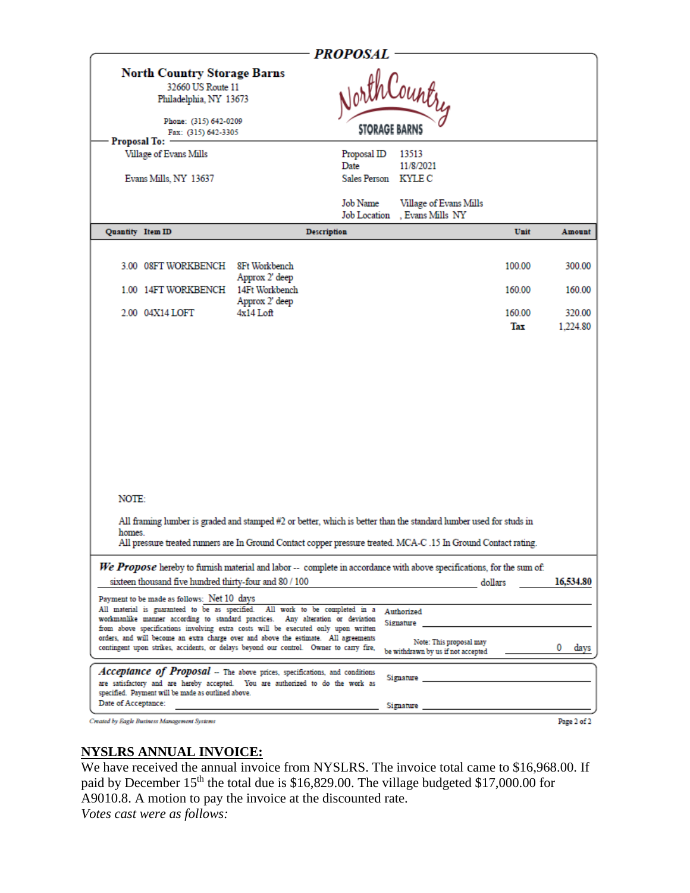## PROPOSAL

**North Country Storage Barns**
32660 US Route 11
Philadelphia, NY 13673

Phone: (315) 642-0209
Fax: (315) 642-3305

NorthCountry STORAGE BARNS

**Proposal To:**
Village of Evans Mills

Evans Mills, NY 13637

Proposal ID 13513
Date 11/8/2021
Sales Person KYLE C

Job Name Village of Evans Mills
Job Location , Evans Mills NY

| Quantity | Item ID | Description | Unit | Amount |
|---|---|---|---|---|
| 3.00 | 08FT WORKBENCH | 8Ft Workbench Approx 2' deep | 100.00 | 300.00 |
| 1.00 | 14FT WORKBENCH | 14Ft Workbench Approx 2' deep | 160.00 | 160.00 |
| 2.00 | 04X14 LOFT | 4x14 Loft | 160.00 | 320.00 |
| | | | **Tax** | 1,224.80 |

NOTE:

All framing lumber is graded and stamped #2 or better, which is better than the standard lumber used for studs in homes.
All pressure treated runners are In Ground Contact copper pressure treated. MCA-C .15 In Ground Contact rating.

***We Propose*** hereby to furnish material and labor -- complete in accordance with above specifications, for the sum of:
sixteen thousand five hundred thirty-four and 80 / 100 dollars **16,534.80**

Payment to be made as follows: Net 10 days
All material is guaranteed to be as specified. All work to be completed in a workmanlike manner according to standard practices. Any alteration or deviation from above specifications involving extra costs will be executed only upon written orders, and will become an extra charge over and above the estimate. All agreements contingent upon strikes, accidents, or delays beyond our control. Owner to carry fire.

Authorized Signature ____________________

Note: This proposal may be withdrawn by us if not accepted 0 days

***Acceptance of Proposal*** – The above prices, specifications, and conditions are satisfactory and are hereby accepted. You are authorized to do the work as specified. Payment will be made as outlined above.

Date of Acceptance: ____________________ Signature ____________________

Signature ____________________

Created by Eagle Business Management Systems

## NYSLRS ANNUAL INVOICE:

We have received the annual invoice from NYSLRS. The invoice total came to $16,968.00. If paid by December 15th the total due is $16,829.00. The village budgeted $17,000.00 for A9010.8. A motion to pay the invoice at the discounted rate.

*Votes cast were as follows:*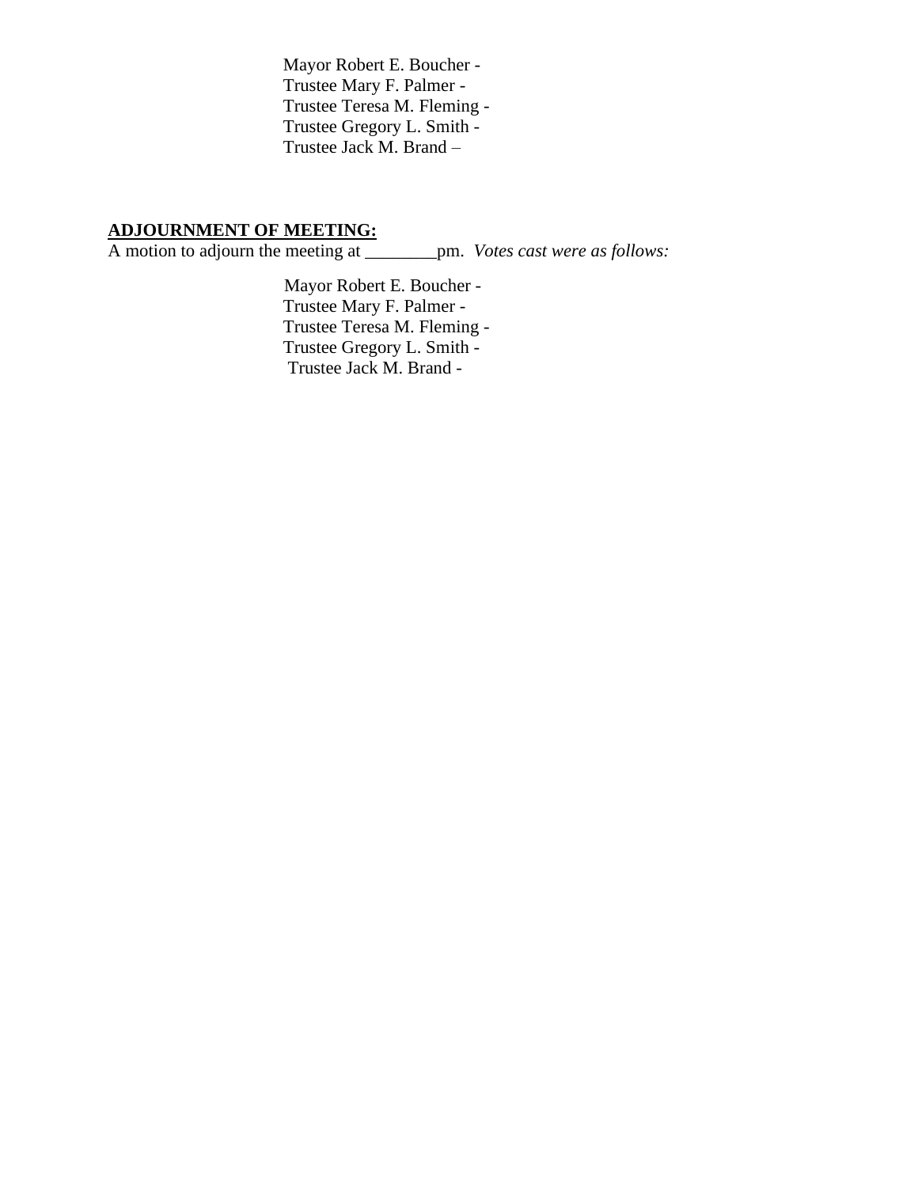Mayor Robert E. Boucher -
Trustee Mary F. Palmer -
Trustee Teresa M. Fleming -
Trustee Gregory L. Smith -
Trustee Jack M. Brand –

**ADJOURNMENT OF MEETING:**

A motion to adjourn the meeting at ________pm. *Votes cast were as follows:*

Mayor Robert E. Boucher -
Trustee Mary F. Palmer -
Trustee Teresa M. Fleming -
Trustee Gregory L. Smith -
Trustee Jack M. Brand -